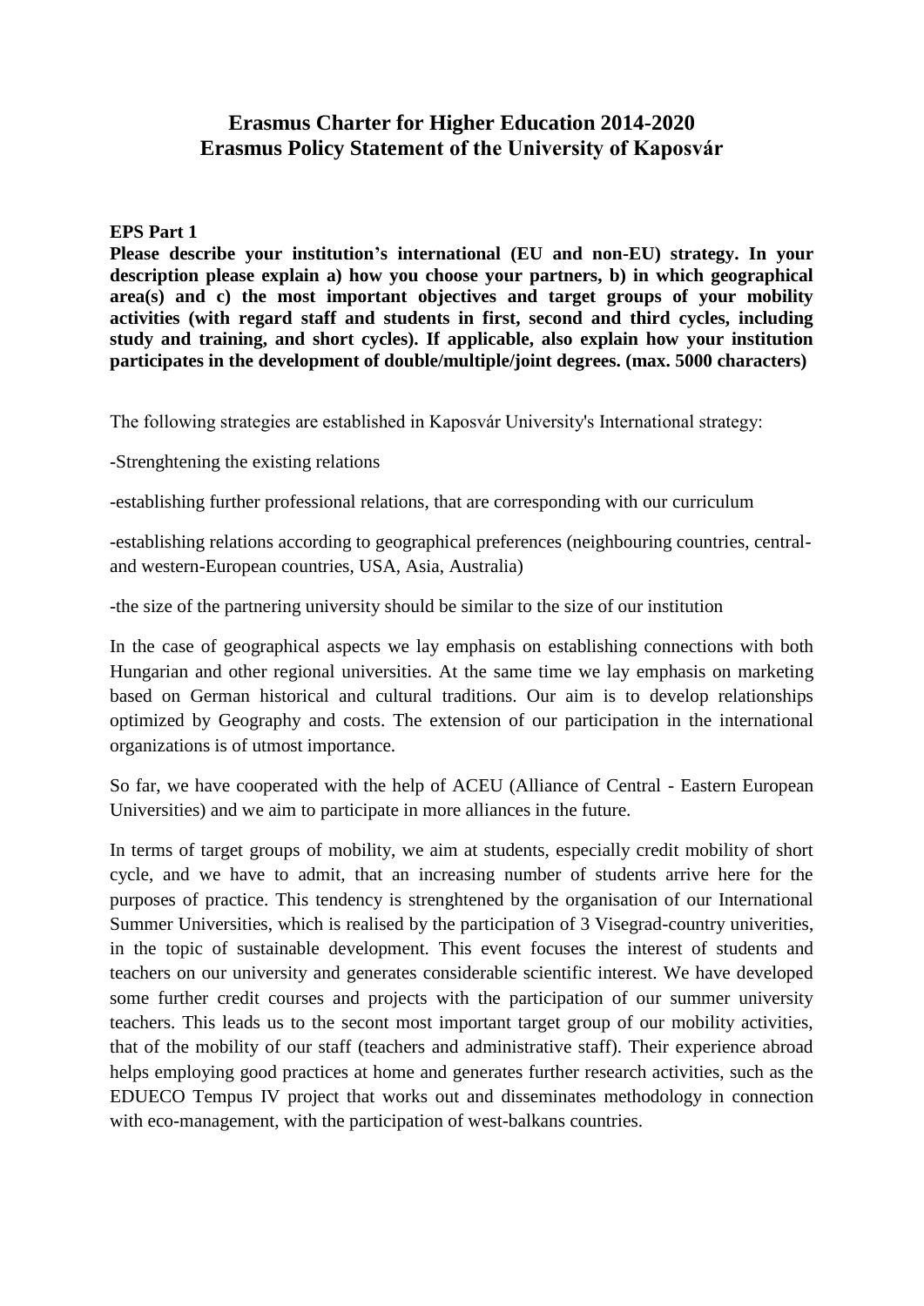# Erasmus Charter for Higher Education 2014-2020
# Erasmus Policy Statement of the University of Kaposvár

**EPS Part 1**

**Please describe your institution's international (EU and non-EU) strategy. In your description please explain a) how you choose your partners, b) in which geographical area(s) and c) the most important objectives and target groups of your mobility activities (with regard staff and students in first, second and third cycles, including study and training, and short cycles). If applicable, also explain how your institution participates in the development of double/multiple/joint degrees. (max. 5000 characters)**

The following strategies are established in Kaposvár University's International strategy:

-Strenghtening the existing relations

-establishing further professional relations, that are corresponding with our curriculum

-establishing relations according to geographical preferences (neighbouring countries, central- and western-European countries, USA, Asia, Australia)

-the size of the partnering university should be similar to the size of our institution

In the case of geographical aspects we lay emphasis on establishing connections with both Hungarian and other regional universities. At the same time we lay emphasis on marketing based on German historical and cultural traditions. Our aim is to develop relationships optimized by Geography and costs. The extension of our participation in the international organizations is of utmost importance.

So far, we have cooperated with the help of ACEU (Alliance of Central - Eastern European Universities) and we aim to participate in more alliances in the future.

In terms of target groups of mobility, we aim at students, especially credit mobility of short cycle, and we have to admit, that an increasing number of students arrive here for the purposes of practice. This tendency is strenghtened by the organisation of our International Summer Universities, which is realised by the participation of 3 Visegrad-country univerities, in the topic of sustainable development. This event focuses the interest of students and teachers on our university and generates considerable scientific interest. We have developed some further credit courses and projects with the participation of our summer university teachers. This leads us to the secont most important target group of our mobility activities, that of the mobility of our staff (teachers and administrative staff). Their experience abroad helps employing good practices at home and generates further research activities, such as the EDUECO Tempus IV project that works out and disseminates methodology in connection with eco-management, with the participation of west-balkans countries.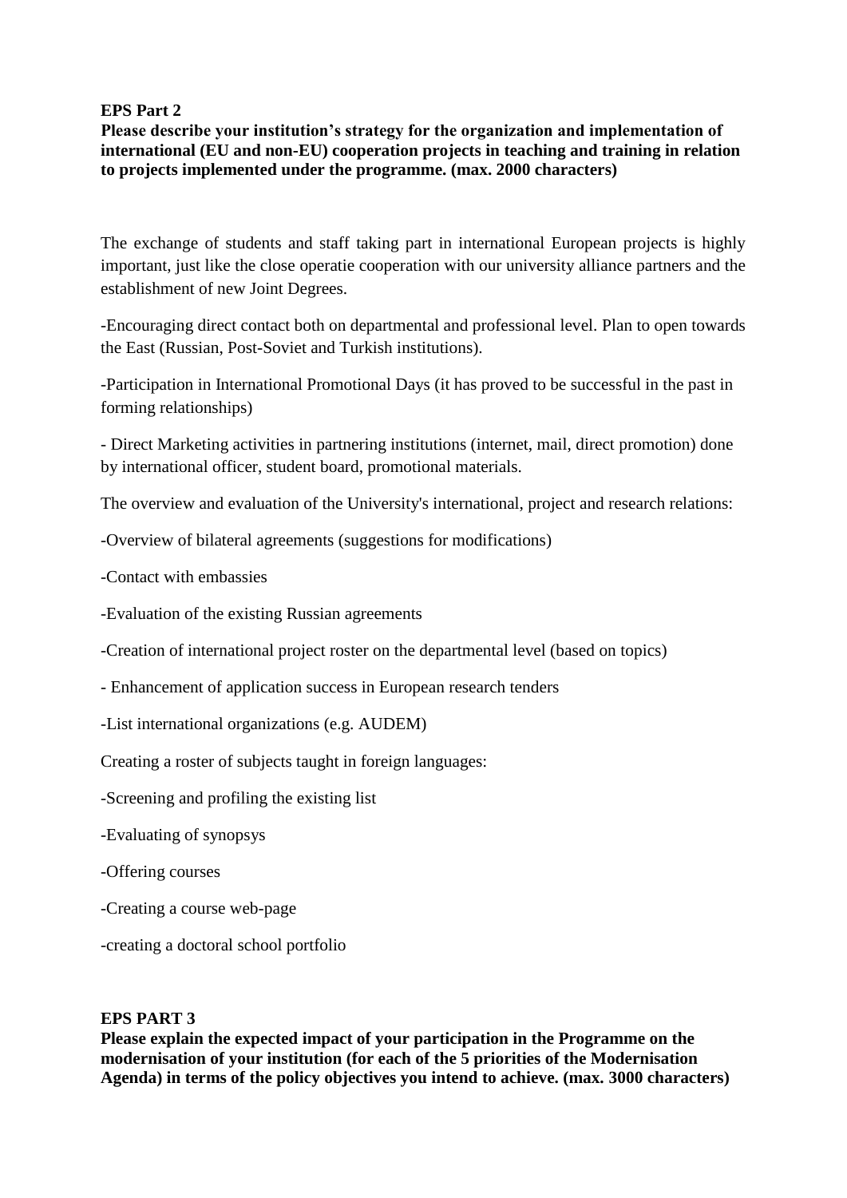**EPS Part 2**
**Please describe your institution's strategy for the organization and implementation of international (EU and non-EU) cooperation projects in teaching and training in relation to projects implemented under the programme. (max. 2000 characters)**

The exchange of students and staff taking part in international European projects is highly important, just like the close operatie cooperation with our university alliance partners and the establishment of new Joint Degrees.

-Encouraging direct contact both on departmental and professional level. Plan to open towards the East (Russian, Post-Soviet and Turkish institutions).

-Participation in International Promotional Days (it has proved to be successful in the past in forming relationships)

- Direct Marketing activities in partnering institutions (internet, mail, direct promotion) done by international officer, student board, promotional materials.

The overview and evaluation of the University's international, project and research relations:

-Overview of bilateral agreements (suggestions for modifications)

-Contact with embassies

-Evaluation of the existing Russian agreements

-Creation of international project roster on the departmental level (based on topics)

- Enhancement of application success in European research tenders

-List international organizations (e.g. AUDEM)

Creating a roster of subjects taught in foreign languages:

-Screening and profiling the existing list

-Evaluating of synopsys

-Offering courses

-Creating a course web-page

-creating a doctoral school portfolio

**EPS PART 3**
**Please explain the expected impact of your participation in the Programme on the modernisation of your institution (for each of the 5 priorities of the Modernisation Agenda) in terms of the policy objectives you intend to achieve. (max. 3000 characters)**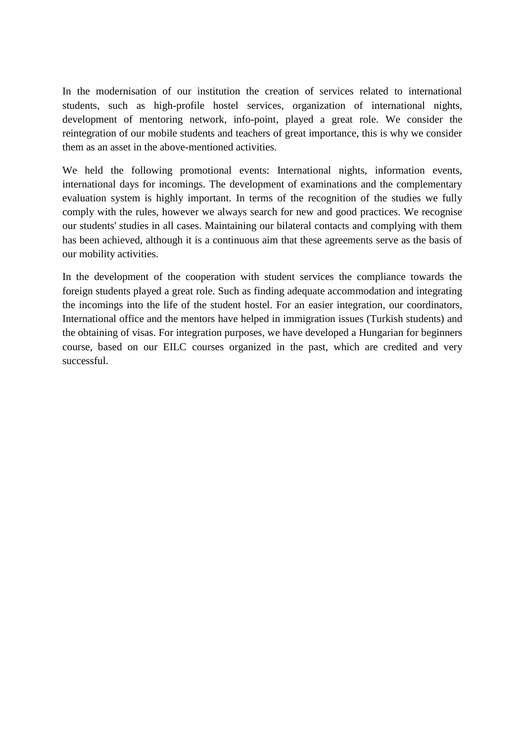In the modernisation of our institution the creation of services related to international students, such as high-profile hostel services, organization of international nights, development of mentoring network, info-point, played a great role. We consider the reintegration of our mobile students and teachers of great importance, this is why we consider them as an asset in the above-mentioned activities.

We held the following promotional events: International nights, information events, international days for incomings. The development of examinations and the complementary evaluation system is highly important. In terms of the recognition of the studies we fully comply with the rules, however we always search for new and good practices. We recognise our students' studies in all cases. Maintaining our bilateral contacts and complying with them has been achieved, although it is a continuous aim that these agreements serve as the basis of our mobility activities.

In the development of the cooperation with student services the compliance towards the foreign students played a great role. Such as finding adequate accommodation and integrating the incomings into the life of the student hostel. For an easier integration, our coordinators, International office and the mentors have helped in immigration issues (Turkish students) and the obtaining of visas. For integration purposes, we have developed a Hungarian for beginners course, based on our EILC courses organized in the past, which are credited and very successful.